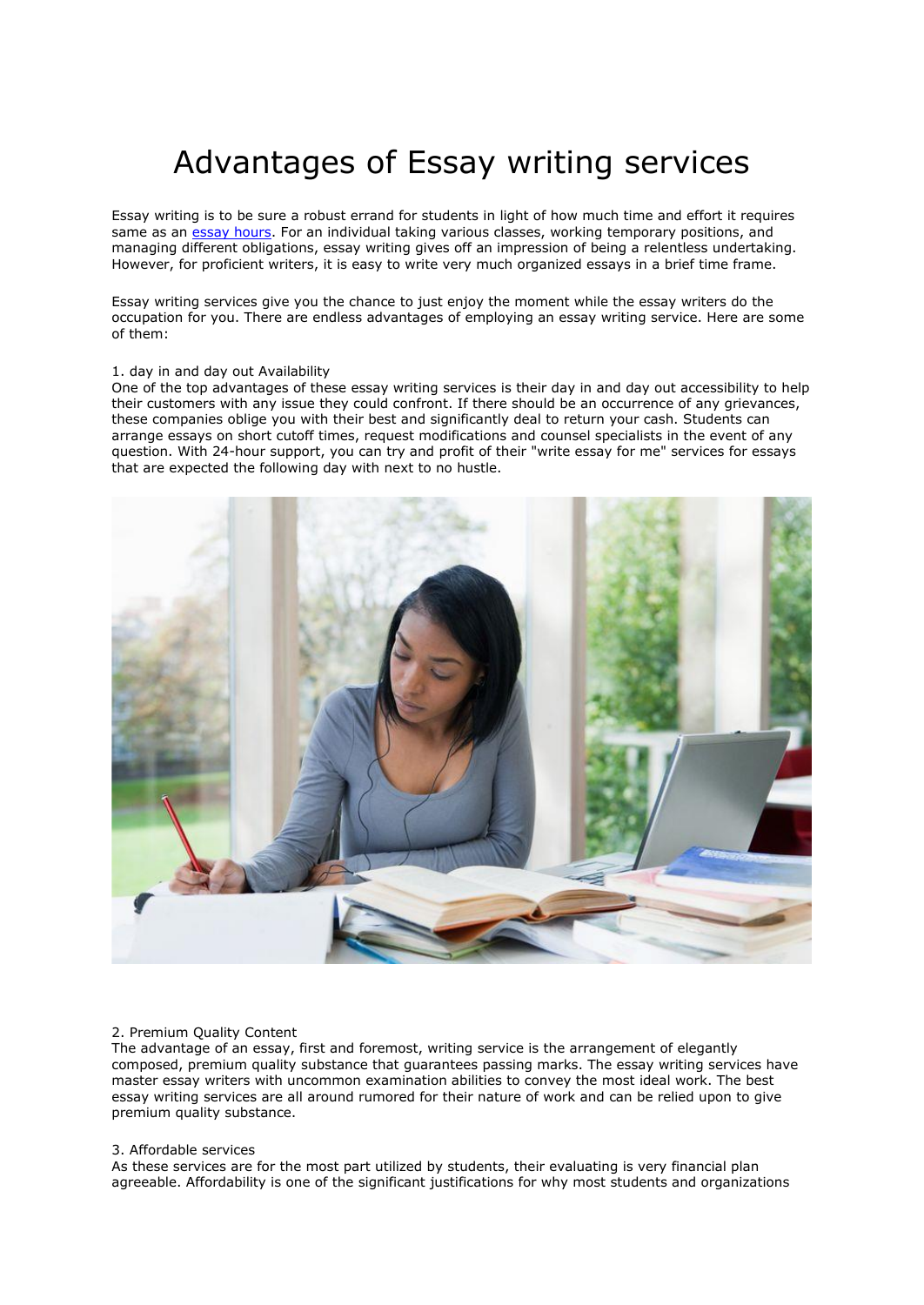# Advantages of Essay writing services

Essay writing is to be sure a robust errand for students in light of how much time and effort it requires same as an [essay hours](). For an individual taking various classes, working temporary positions, and managing different obligations, essay writing gives off an impression of being a relentless undertaking. However, for proficient writers, it is easy to write very much organized essays in a brief time frame.

Essay writing services give you the chance to just enjoy the moment while the essay writers do the occupation for you. There are endless advantages of employing an essay writing service. Here are some of them:

1. day in and day out Availability

One of the top advantages of these essay writing services is their day in and day out accessibility to help their customers with any issue they could confront. If there should be an occurrence of any grievances, these companies oblige you with their best and significantly deal to return your cash. Students can arrange essays on short cutoff times, request modifications and counsel specialists in the event of any question. With 24-hour support, you can try and profit of their "write essay for me" services for essays that are expected the following day with next to no hustle.

2. Premium Quality Content

The advantage of an essay, first and foremost, writing service is the arrangement of elegantly composed, premium quality substance that guarantees passing marks. The essay writing services have master essay writers with uncommon examination abilities to convey the most ideal work. The best essay writing services are all around rumored for their nature of work and can be relied upon to give premium quality substance.

3. Affordable services

As these services are for the most part utilized by students, their evaluating is very financial plan agreeable. Affordability is one of the significant justifications for why most students and organizations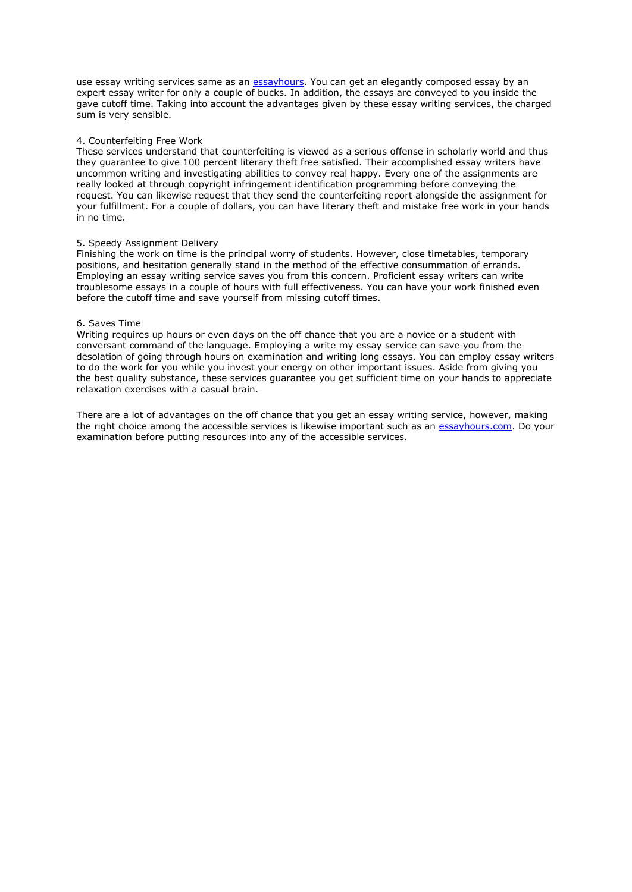use essay writing services same as an [essayhours](essayhours). You can get an elegantly composed essay by an expert essay writer for only a couple of bucks. In addition, the essays are conveyed to you inside the gave cutoff time. Taking into account the advantages given by these essay writing services, the charged sum is very sensible.

4. Counterfeiting Free Work
These services understand that counterfeiting is viewed as a serious offense in scholarly world and thus they guarantee to give 100 percent literary theft free satisfied. Their accomplished essay writers have uncommon writing and investigating abilities to convey real happy. Every one of the assignments are really looked at through copyright infringement identification programming before conveying the request. You can likewise request that they send the counterfeiting report alongside the assignment for your fulfillment. For a couple of dollars, you can have literary theft and mistake free work in your hands in no time.

5. Speedy Assignment Delivery
Finishing the work on time is the principal worry of students. However, close timetables, temporary positions, and hesitation generally stand in the method of the effective consummation of errands. Employing an essay writing service saves you from this concern. Proficient essay writers can write troublesome essays in a couple of hours with full effectiveness. You can have your work finished even before the cutoff time and save yourself from missing cutoff times.

6. Saves Time
Writing requires up hours or even days on the off chance that you are a novice or a student with conversant command of the language. Employing a write my essay service can save you from the desolation of going through hours on examination and writing long essays. You can employ essay writers to do the work for you while you invest your energy on other important issues. Aside from giving you the best quality substance, these services guarantee you get sufficient time on your hands to appreciate relaxation exercises with a casual brain.

There are a lot of advantages on the off chance that you get an essay writing service, however, making the right choice among the accessible services is likewise important such as an [essayhours.com](essayhours.com). Do your examination before putting resources into any of the accessible services.